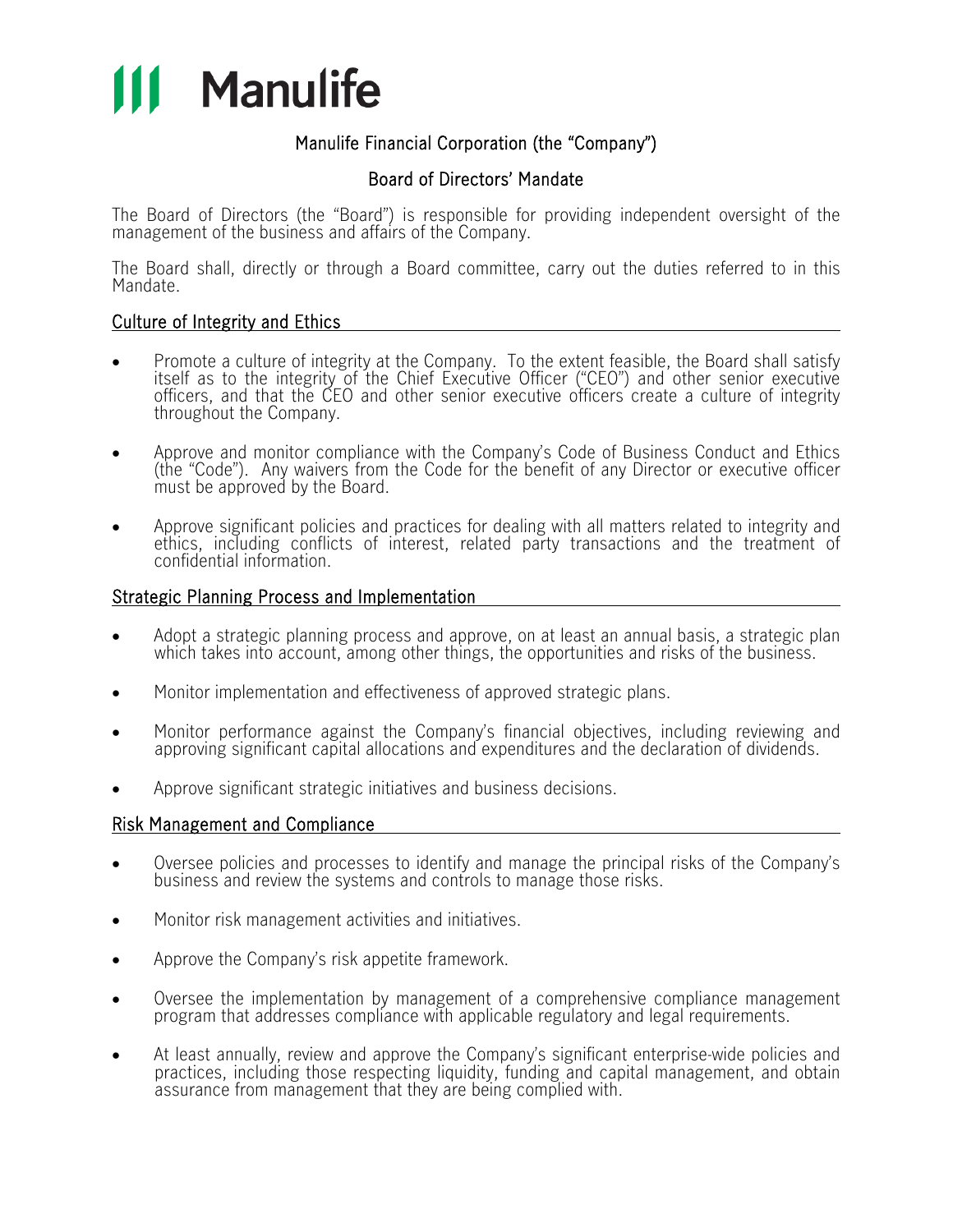# Manulife

## Manulife Financial Corporation (the "Company")

## Board of Directors' Mandate

The Board of Directors (the "Board") is responsible for providing independent oversight of the management of the business and affairs of the Company.

The Board shall, directly or through a Board committee, carry out the duties referred to in this Mandate.

### Culture of Integrity and Ethics

- Promote a culture of integrity at the Company. To the extent feasible, the Board shall satisfy itself as to the integrity of the Chief Executive Officer ("CEO") and other senior executive officers, and that the CEO and other senior executive officers create a culture of integrity throughout the Company.
- Approve and monitor compliance with the Company's Code of Business Conduct and Ethics (the "Code"). Any waivers from the Code for the benefit of any Director or executive officer must be approved by the Board.
- Approve significant policies and practices for dealing with all matters related to integrity and ethics, including conflicts of interest, related party transactions and the treatment of confidential information.

### Strategic Planning Process and Implementation

- Adopt a strategic planning process and approve, on at least an annual basis, a strategic plan which takes into account, among other things, the opportunities and risks of the business.
- Monitor implementation and effectiveness of approved strategic plans.
- Monitor performance against the Company's financial objectives, including reviewing and approving significant capital allocations and expenditures and the declaration of dividends.
- Approve significant strategic initiatives and business decisions.

### Risk Management and Compliance

- Oversee policies and processes to identify and manage the principal risks of the Company's business and review the systems and controls to manage those risks.
- Monitor risk management activities and initiatives.
- Approve the Company's risk appetite framework.
- Oversee the implementation by management of a comprehensive compliance management program that addresses compliance with applicable regulatory and legal requirements.
- At least annually, review and approve the Company's significant enterprise-wide policies and practices, including those respecting liquidity, funding and capital management, and obtain assurance from management that they are being complied with.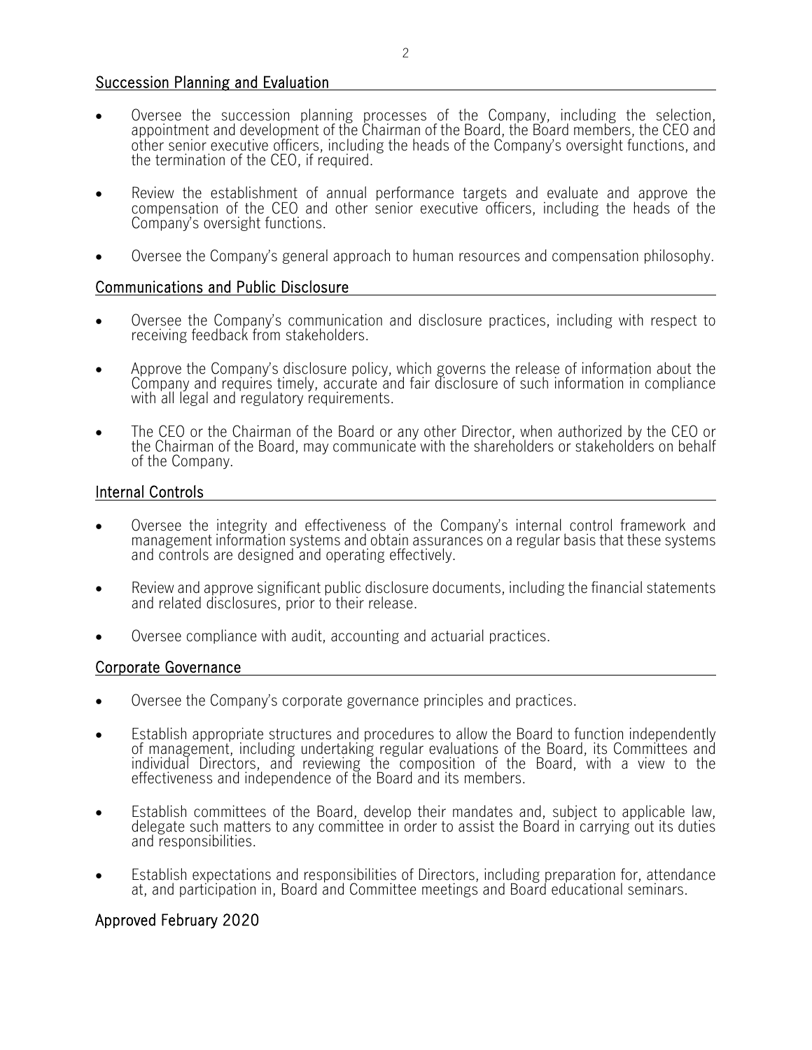## Succession Planning and Evaluation

- Oversee the succession planning processes of the Company, including the selection, appointment and development of the Chairman of the Board, the Board members, the CEO and other senior executive officers, including the heads of the Company's oversight functions, and the termination of the CEO, if required.
- Review the establishment of annual performance targets and evaluate and approve the compensation of the CEO and other senior executive officers, including the heads of the Company's oversight functions.
- Oversee the Company's general approach to human resources and compensation philosophy.

## Communications and Public Disclosure

- Oversee the Company's communication and disclosure practices, including with respect to receiving feedback from stakeholders.
- Approve the Company's disclosure policy, which governs the release of information about the Company and requires timely, accurate and fair disclosure of such information in compliance with all legal and regulatory requirements.
- The CEO or the Chairman of the Board or any other Director, when authorized by the CEO or the Chairman of the Board, may communicate with the shareholders or stakeholders on behalf of the Company.

## Internal Controls

- Oversee the integrity and effectiveness of the Company's internal control framework and management information systems and obtain assurances on a regular basis that these systems and controls are designed and operating effectively.
- Review and approve significant public disclosure documents, including the financial statements and related disclosures, prior to their release.
- Oversee compliance with audit, accounting and actuarial practices.

## Corporate Governance

- Oversee the Company's corporate governance principles and practices.
- Establish appropriate structures and procedures to allow the Board to function independently of management, including undertaking regular evaluations of the Board, its Committees and individual Directors, and reviewing the composition of the Board, with a view to the effectiveness and independence of the Board and its members.
- Establish committees of the Board, develop their mandates and, subject to applicable law, delegate such matters to any committee in order to assist the Board in carrying out its duties and responsibilities.
- Establish expectations and responsibilities of Directors, including preparation for, attendance at, and participation in, Board and Committee meetings and Board educational seminars.

**Approved February 2020**